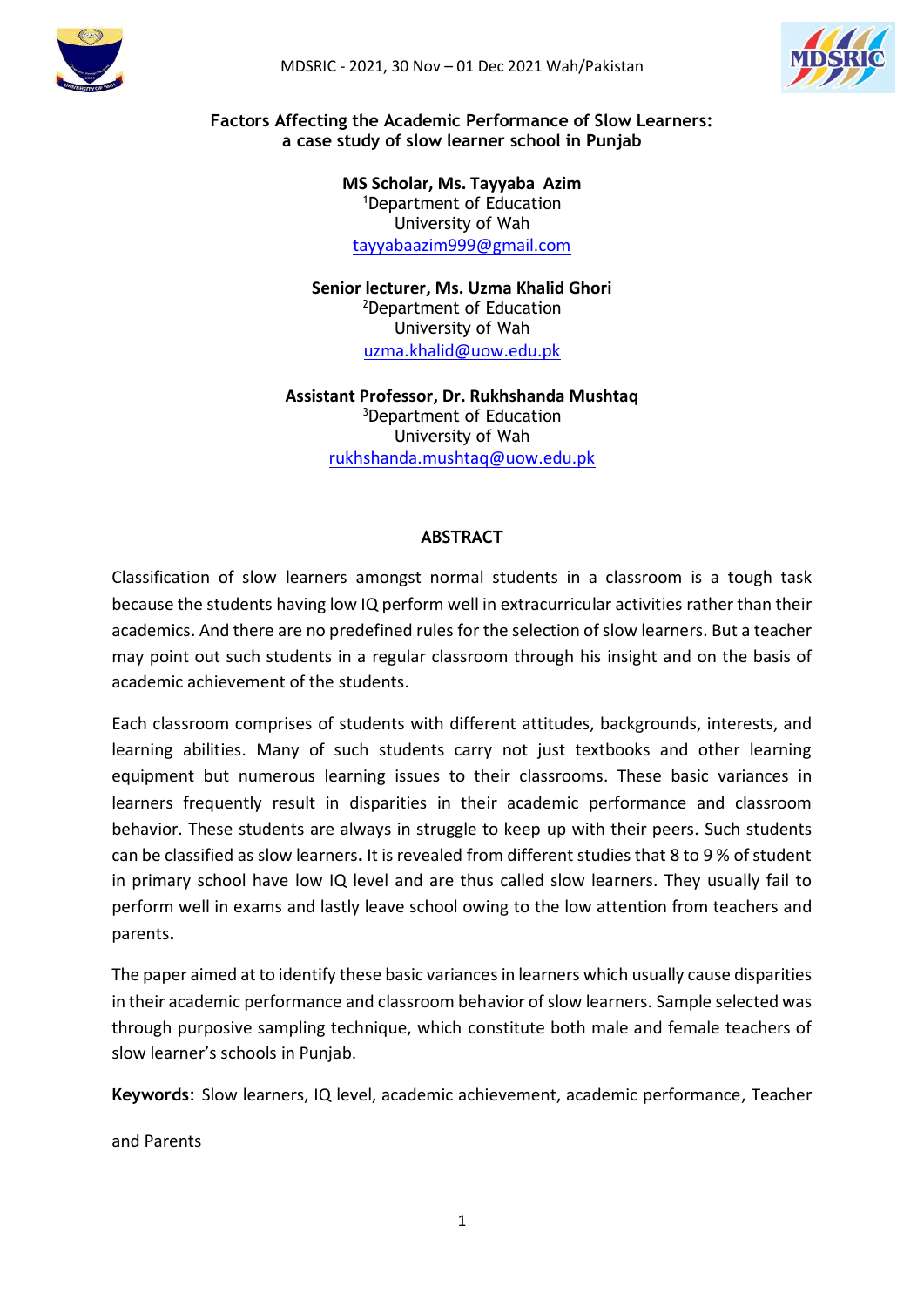# Factors Affecting the Academic Performance of Slow Learners: a case study of slow learner school in Punjab

**MS Scholar, Ms. Tayyaba Azim**
[1]Department of Education
University of Wah
tayyabaazim999@gmail.com

**Senior lecturer, Ms. Uzma Khalid Ghori**
[2]Department of Education
University of Wah
uzma.khalid@uow.edu.pk

**Assistant Professor, Dr. Rukhshanda Mushtaq**
[3]Department of Education
University of Wah
rukhshanda.mushtaq@uow.edu.pk

## ABSTRACT

Classification of slow learners amongst normal students in a classroom is a tough task because the students having low IQ perform well in extracurricular activities rather than their academics. And there are no predefined rules for the selection of slow learners. But a teacher may point out such students in a regular classroom through his insight and on the basis of academic achievement of the students.

Each classroom comprises of students with different attitudes, backgrounds, interests, and learning abilities. Many of such students carry not just textbooks and other learning equipment but numerous learning issues to their classrooms. These basic variances in learners frequently result in disparities in their academic performance and classroom behavior. These students are always in struggle to keep up with their peers. Such students can be classified as slow learners**.** It is revealed from different studies that 8 to 9 % of student in primary school have low IQ level and are thus called slow learners. They usually fail to perform well in exams and lastly leave school owing to the low attention from teachers and parents**.**

The paper aimed at to identify these basic variances in learners which usually cause disparities in their academic performance and classroom behavior of slow learners. Sample selected was through purposive sampling technique, which constitute both male and female teachers of slow learner's schools in Punjab.

**Keywords**: Slow learners, IQ level, academic achievement, academic performance, Teacher and Parents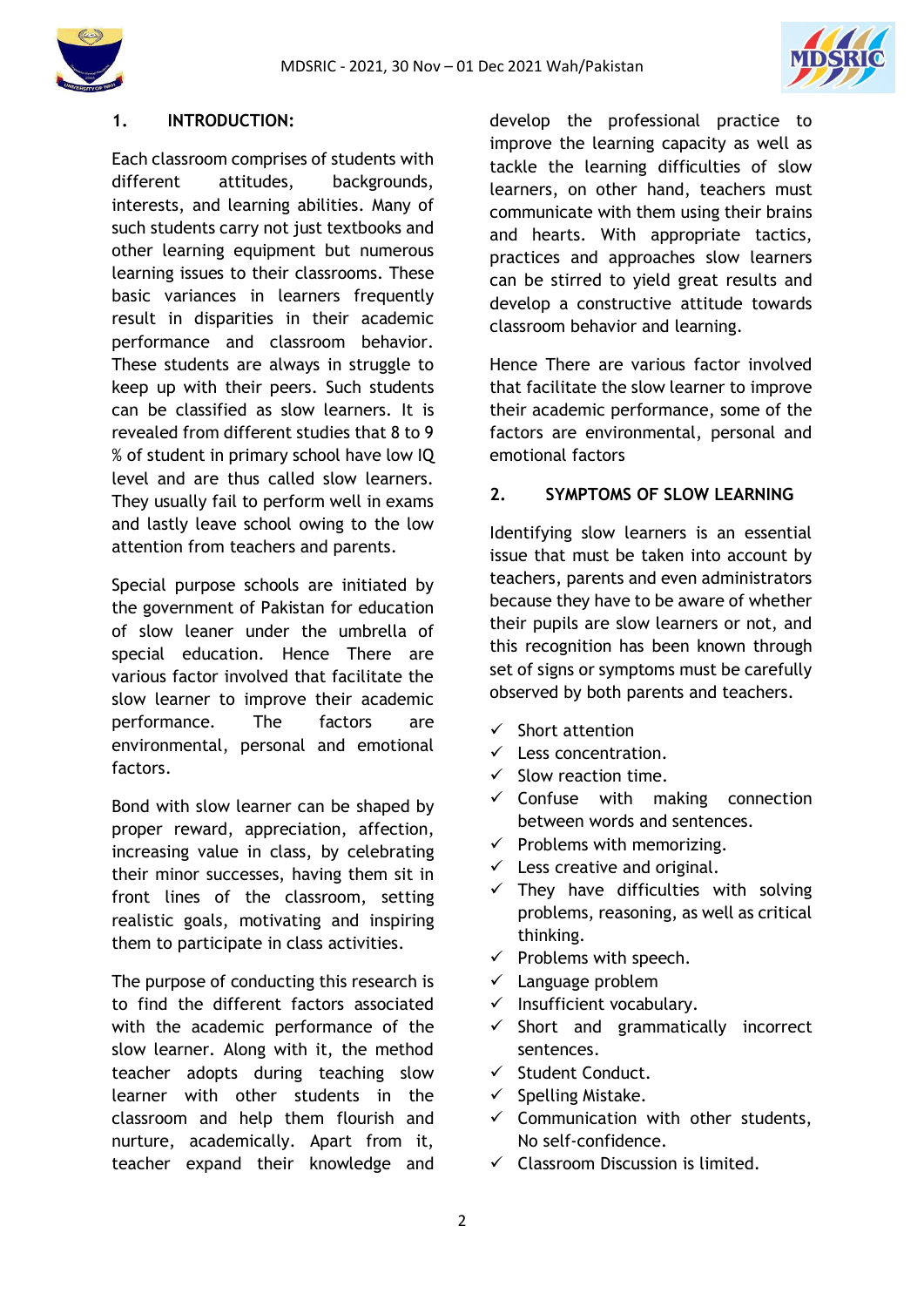## 1. INTRODUCTION:

Each classroom comprises of students with different attitudes, backgrounds, interests, and learning abilities. Many of such students carry not just textbooks and other learning equipment but numerous learning issues to their classrooms. These basic variances in learners frequently result in disparities in their academic performance and classroom behavior. These students are always in struggle to keep up with their peers. Such students can be classified as slow learners. It is revealed from different studies that 8 to 9 % of student in primary school have low IQ level and are thus called slow learners. They usually fail to perform well in exams and lastly leave school owing to the low attention from teachers and parents.

Special purpose schools are initiated by the government of Pakistan for education of slow leaner under the umbrella of special education. Hence There are various factor involved that facilitate the slow learner to improve their academic performance. The factors are environmental, personal and emotional factors.

Bond with slow learner can be shaped by proper reward, appreciation, affection, increasing value in class, by celebrating their minor successes, having them sit in front lines of the classroom, setting realistic goals, motivating and inspiring them to participate in class activities.

The purpose of conducting this research is to find the different factors associated with the academic performance of the slow learner. Along with it, the method teacher adopts during teaching slow learner with other students in the classroom and help them flourish and nurture, academically. Apart from it, teacher expand their knowledge and develop the professional practice to improve the learning capacity as well as tackle the learning difficulties of slow learners, on other hand, teachers must communicate with them using their brains and hearts. With appropriate tactics, practices and approaches slow learners can be stirred to yield great results and develop a constructive attitude towards classroom behavior and learning.

Hence There are various factor involved that facilitate the slow learner to improve their academic performance, some of the factors are environmental, personal and emotional factors

## 2. SYMPTOMS OF SLOW LEARNING

Identifying slow learners is an essential issue that must be taken into account by teachers, parents and even administrators because they have to be aware of whether their pupils are slow learners or not, and this recognition has been known through set of signs or symptoms must be carefully observed by both parents and teachers.

- ✓ Short attention
- ✓ Less concentration.
- ✓ Slow reaction time.
- ✓ Confuse with making connection between words and sentences.
- ✓ Problems with memorizing.
- ✓ Less creative and original.
- ✓ They have difficulties with solving problems, reasoning, as well as critical thinking.
- ✓ Problems with speech.
- ✓ Language problem
- ✓ Insufficient vocabulary.
- ✓ Short and grammatically incorrect sentences.
- ✓ Student Conduct.
- ✓ Spelling Mistake.
- ✓ Communication with other students, No self-confidence.
- ✓ Classroom Discussion is limited.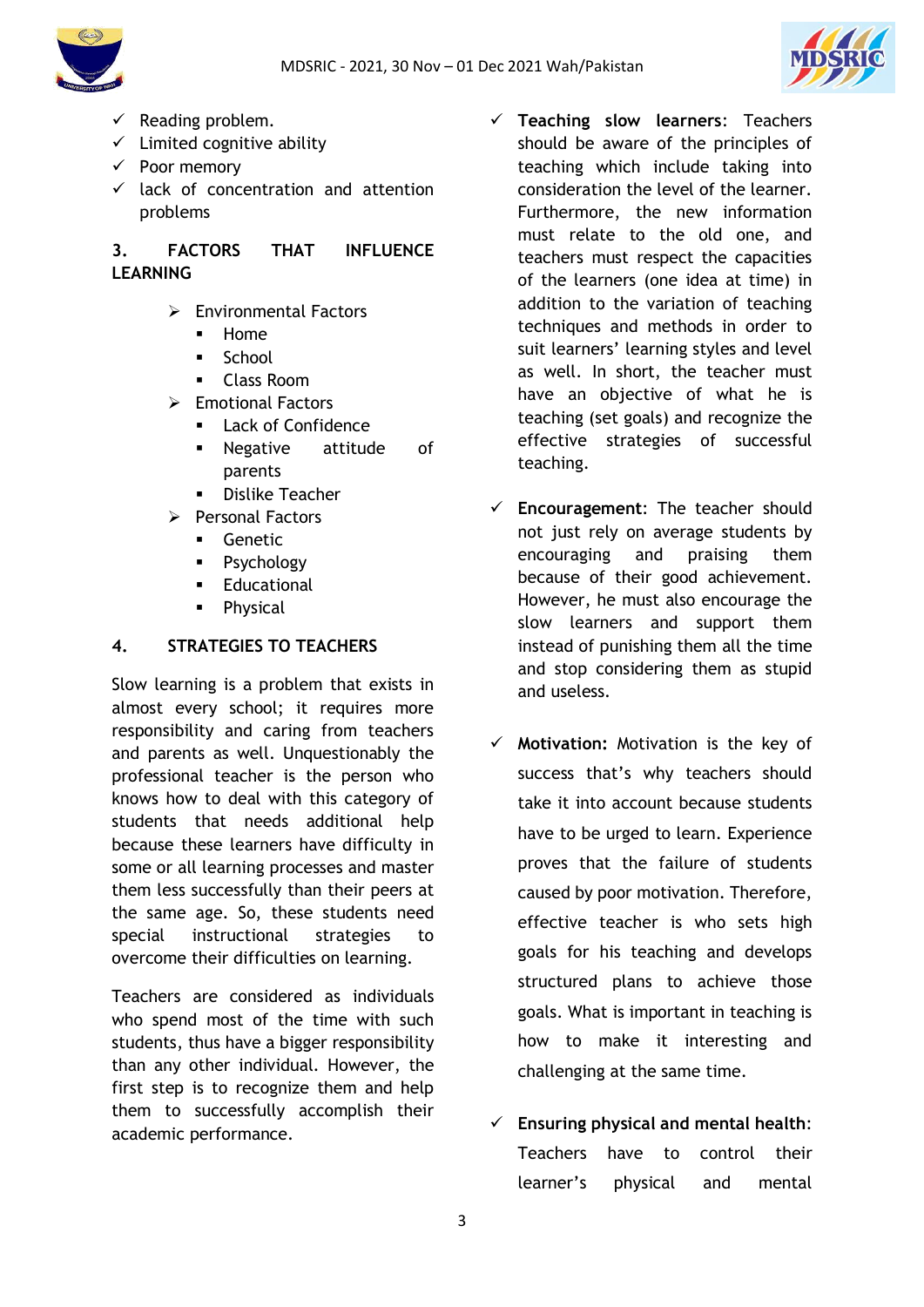- ✓ Reading problem.
- ✓ Limited cognitive ability
- ✓ Poor memory
- ✓ lack of concentration and attention problems

## 3. FACTORS THAT INFLUENCE LEARNING

- Environmental Factors
  - Home
  - School
  - Class Room
- Emotional Factors
  - Lack of Confidence
  - Negative attitude of parents
  - Dislike Teacher
- Personal Factors
  - Genetic
  - Psychology
  - Educational
  - Physical

## 4. STRATEGIES TO TEACHERS

Slow learning is a problem that exists in almost every school; it requires more responsibility and caring from teachers and parents as well. Unquestionably the professional teacher is the person who knows how to deal with this category of students that needs additional help because these learners have difficulty in some or all learning processes and master them less successfully than their peers at the same age. So, these students need special instructional strategies to overcome their difficulties on learning.

Teachers are considered as individuals who spend most of the time with such students, thus have a bigger responsibility than any other individual. However, the first step is to recognize them and help them to successfully accomplish their academic performance.

- ✓ **Teaching slow learners**: Teachers should be aware of the principles of teaching which include taking into consideration the level of the learner. Furthermore, the new information must relate to the old one, and teachers must respect the capacities of the learners (one idea at time) in addition to the variation of teaching techniques and methods in order to suit learners' learning styles and level as well. In short, the teacher must have an objective of what he is teaching (set goals) and recognize the effective strategies of successful teaching.

- ✓ **Encouragement**: The teacher should not just rely on average students by encouraging and praising them because of their good achievement. However, he must also encourage the slow learners and support them instead of punishing them all the time and stop considering them as stupid and useless.

- ✓ **Motivation:** Motivation is the key of success that's why teachers should take it into account because students have to be urged to learn. Experience proves that the failure of students caused by poor motivation. Therefore, effective teacher is who sets high goals for his teaching and develops structured plans to achieve those goals. What is important in teaching is how to make it interesting and challenging at the same time.

- ✓ **Ensuring physical and mental health**: Teachers have to control their learner's physical and mental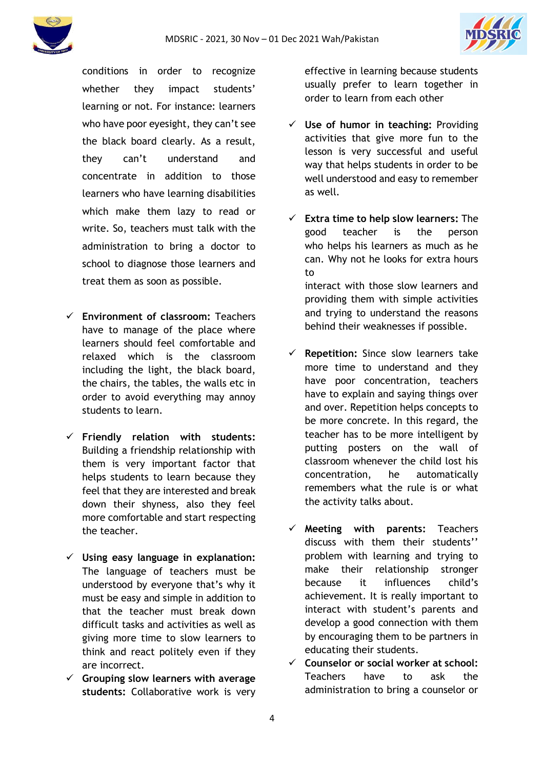conditions in order to recognize whether they impact students' learning or not. For instance: learners who have poor eyesight, they can't see the black board clearly. As a result, they can't understand and concentrate in addition to those learners who have learning disabilities which make them lazy to read or write. So, teachers must talk with the administration to bring a doctor to school to diagnose those learners and treat them as soon as possible.

- ✓ **Environment of classroom:** Teachers have to manage of the place where learners should feel comfortable and relaxed which is the classroom including the light, the black board, the chairs, the tables, the walls etc in order to avoid everything may annoy students to learn.

- ✓ **Friendly relation with students:** Building a friendship relationship with them is very important factor that helps students to learn because they feel that they are interested and break down their shyness, also they feel more comfortable and start respecting the teacher.

- ✓ **Using easy language in explanation:** The language of teachers must be understood by everyone that's why it must be easy and simple in addition to that the teacher must break down difficult tasks and activities as well as giving more time to slow learners to think and react politely even if they are incorrect.
- ✓ **Grouping slow learners with average students:** Collaborative work is very effective in learning because students usually prefer to learn together in order to learn from each other

- ✓ **Use of humor in teaching:** Providing activities that give more fun to the lesson is very successful and useful way that helps students in order to be well understood and easy to remember as well.

- ✓ **Extra time to help slow learners:** The good teacher is the person who helps his learners as much as he can. Why not he looks for extra hours to
interact with those slow learners and providing them with simple activities and trying to understand the reasons behind their weaknesses if possible.

- ✓ **Repetition:** Since slow learners take more time to understand and they have poor concentration, teachers have to explain and saying things over and over. Repetition helps concepts to be more concrete. In this regard, the teacher has to be more intelligent by putting posters on the wall of classroom whenever the child lost his concentration, he automatically remembers what the rule is or what the activity talks about.

- ✓ **Meeting with parents:** Teachers discuss with them their students'' problem with learning and trying to make their relationship stronger because it influences child's achievement. It is really important to interact with student's parents and develop a good connection with them by encouraging them to be partners in educating their students.
- ✓ **Counselor or social worker at school:** Teachers have to ask the administration to bring a counselor or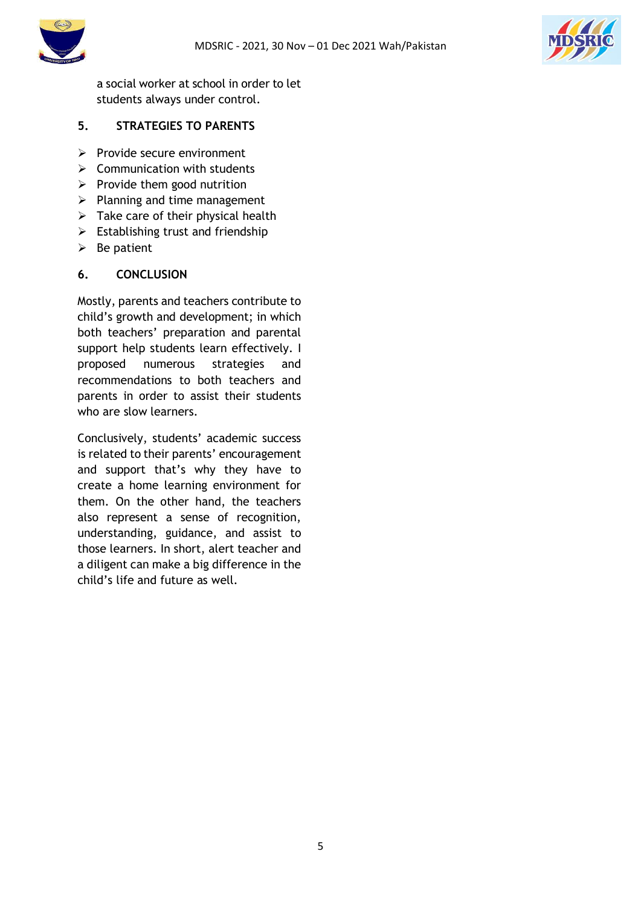a social worker at school in order to let students always under control.

## 5. STRATEGIES TO PARENTS

- Provide secure environment
- Communication with students
- Provide them good nutrition
- Planning and time management
- Take care of their physical health
- Establishing trust and friendship
- Be patient

## 6. CONCLUSION

Mostly, parents and teachers contribute to child's growth and development; in which both teachers' preparation and parental support help students learn effectively. I proposed numerous strategies and recommendations to both teachers and parents in order to assist their students who are slow learners.

Conclusively, students' academic success is related to their parents' encouragement and support that's why they have to create a home learning environment for them. On the other hand, the teachers also represent a sense of recognition, understanding, guidance, and assist to those learners. In short, alert teacher and a diligent can make a big difference in the child's life and future as well.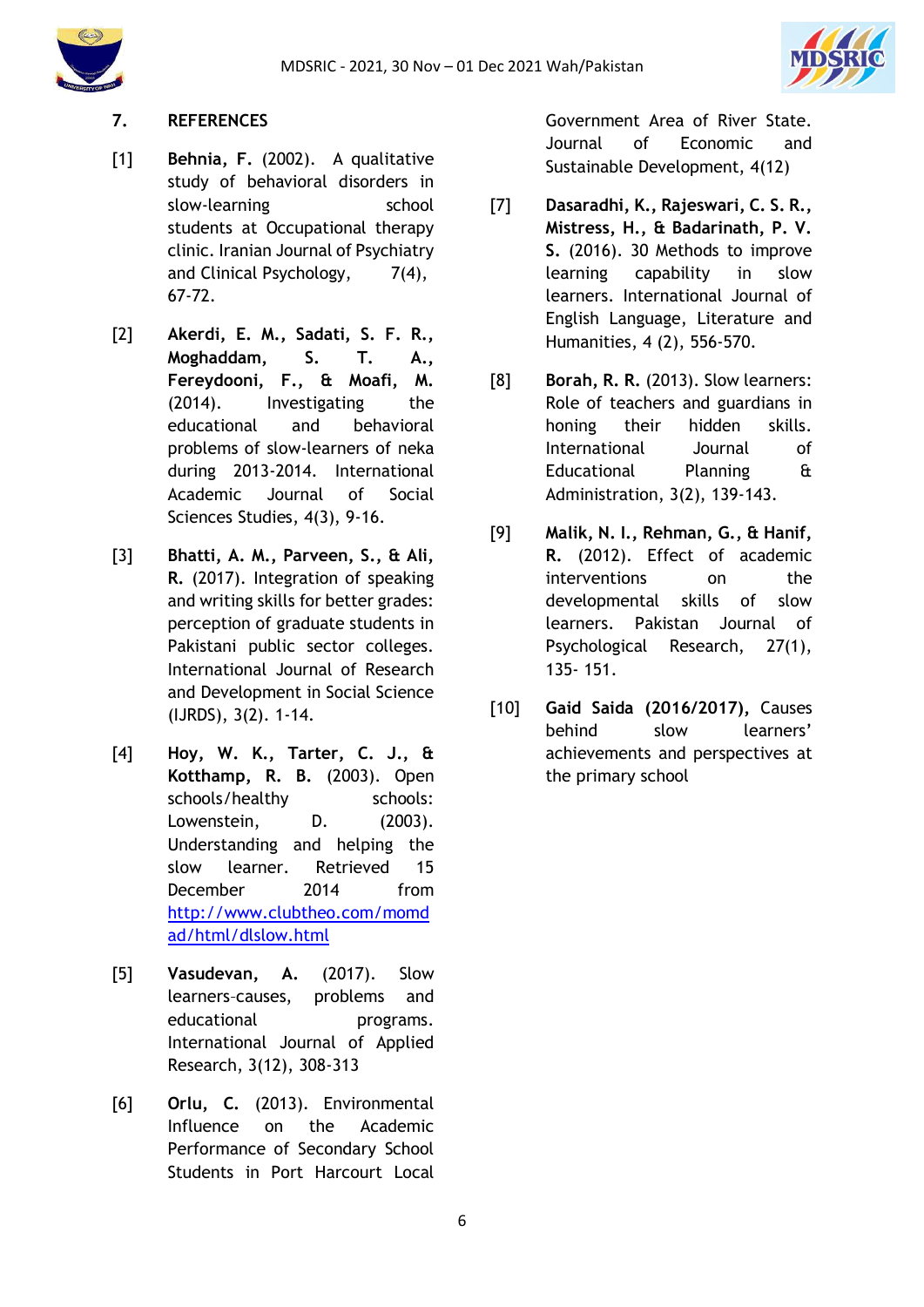## 7. REFERENCES

[1] **Behnia, F.** (2002). A qualitative study of behavioral disorders in slow-learning school students at Occupational therapy clinic. Iranian Journal of Psychiatry and Clinical Psychology, 7(4), 67-72.

[2] **Akerdi, E. M., Sadati, S. F. R., Moghaddam, S. T. A., Fereydooni, F., & Moafi, M.** (2014). Investigating the educational and behavioral problems of slow-learners of neka during 2013-2014. International Academic Journal of Social Sciences Studies, 4(3), 9-16.

[3] **Bhatti, A. M., Parveen, S., & Ali, R.** (2017). Integration of speaking and writing skills for better grades: perception of graduate students in Pakistani public sector colleges. International Journal of Research and Development in Social Science (IJRDS), 3(2). 1-14.

[4] **Hoy, W. K., Tarter, C. J., & Kotthamp, R. B.** (2003). Open schools/healthy schools: Lowenstein, D. (2003). Understanding and helping the slow learner. Retrieved 15 December 2014 from http://www.clubtheo.com/momdad/html/dlslow.html

[5] **Vasudevan, A.** (2017). Slow learners-causes, problems and educational programs. International Journal of Applied Research, 3(12), 308-313

[6] **Orlu, C.** (2013). Environmental Influence on the Academic Performance of Secondary School Students in Port Harcourt Local Government Area of River State. Journal of Economic and Sustainable Development, 4(12)

[7] **Dasaradhi, K., Rajeswari, C. S. R., Mistress, H., & Badarinath, P. V. S.** (2016). 30 Methods to improve learning capability in slow learners. International Journal of English Language, Literature and Humanities, 4 (2), 556-570.

[8] **Borah, R. R.** (2013). Slow learners: Role of teachers and guardians in honing their hidden skills. International Journal of Educational Planning & Administration, 3(2), 139-143.

[9] **Malik, N. I., Rehman, G., & Hanif, R.** (2012). Effect of academic interventions on the developmental skills of slow learners. Pakistan Journal of Psychological Research, 27(1), 135- 151.

[10] **Gaid Saida (2016/2017),** Causes behind slow learners' achievements and perspectives at the primary school